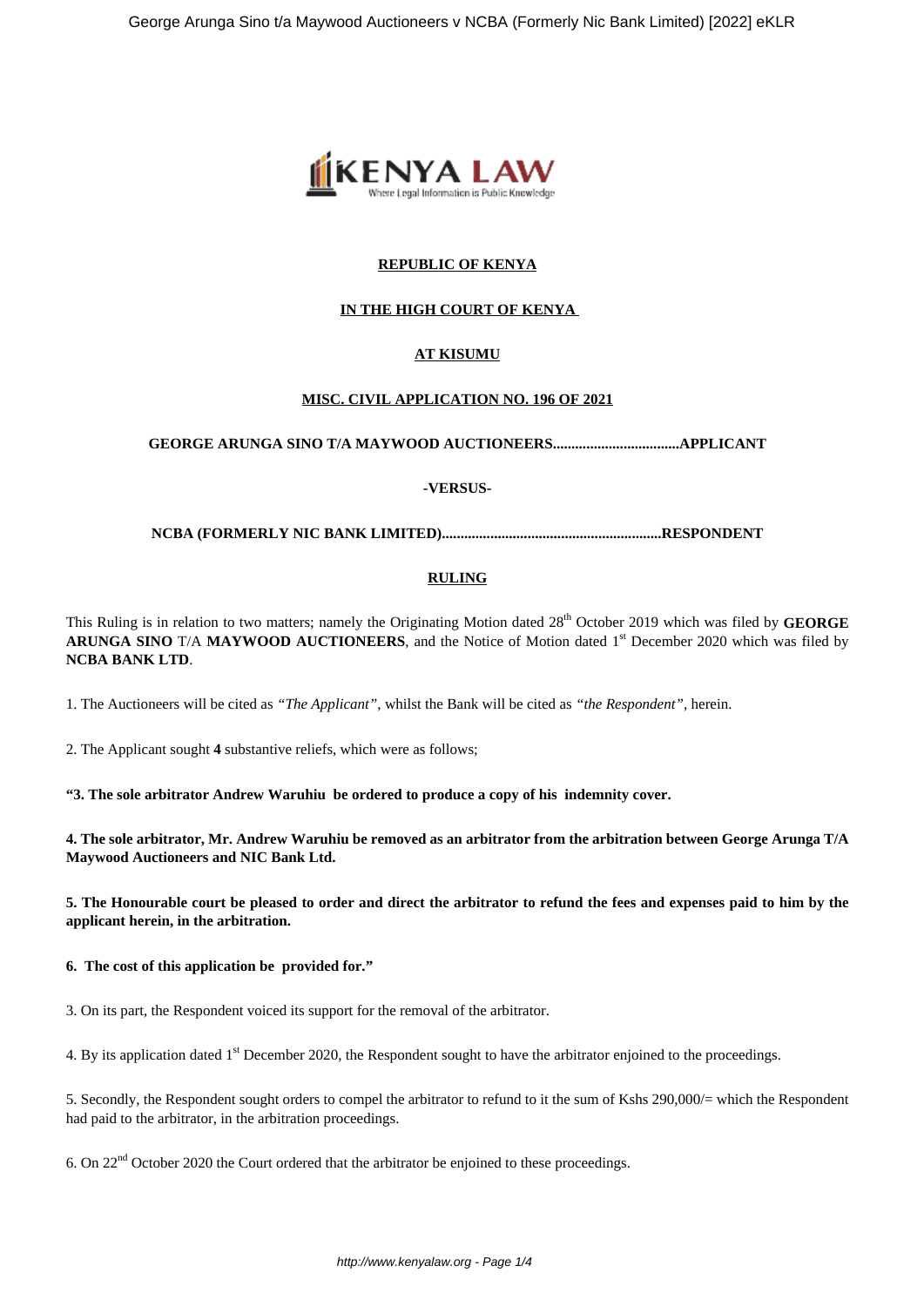**REPUBLIC OF KENYA**

**IN THE HIGH COURT OF KENYA**

**AT KISUMU**

**MISC. CIVIL APPLICATION NO. 196 OF 2021**

**GEORGE ARUNGA SINO T/A MAYWOOD AUCTIONEERS.................................APPLICANT**

**-VERSUS-**

**NCBA (FORMERLY NIC BANK LIMITED)...........................................................RESPONDENT**

**RULING**

This Ruling is in relation to two matters; namely the Originating Motion dated 28th October 2019 which was filed by **GEORGE ARUNGA SINO** T/A **MAYWOOD AUCTIONEERS**, and the Notice of Motion dated 1st December 2020 which was filed by **NCBA BANK LTD**.

1. The Auctioneers will be cited as *"The Applicant"*, whilst the Bank will be cited as *"the Respondent"*, herein.

2. The Applicant sought **4** substantive reliefs, which were as follows;

**"3. The sole arbitrator Andrew Waruhiu be ordered to produce a copy of his indemnity cover.**

**4. The sole arbitrator, Mr. Andrew Waruhiu be removed as an arbitrator from the arbitration between George Arunga T/A Maywood Auctioneers and NIC Bank Ltd.**

**5. The Honourable court be pleased to order and direct the arbitrator to refund the fees and expenses paid to him by the applicant herein, in the arbitration.**

**6. The cost of this application be provided for."**

3. On its part, the Respondent voiced its support for the removal of the arbitrator.

4. By its application dated 1st December 2020, the Respondent sought to have the arbitrator enjoined to the proceedings.

5. Secondly, the Respondent sought orders to compel the arbitrator to refund to it the sum of Kshs 290,000/= which the Respondent had paid to the arbitrator, in the arbitration proceedings.

6. On 22nd October 2020 the Court ordered that the arbitrator be enjoined to these proceedings.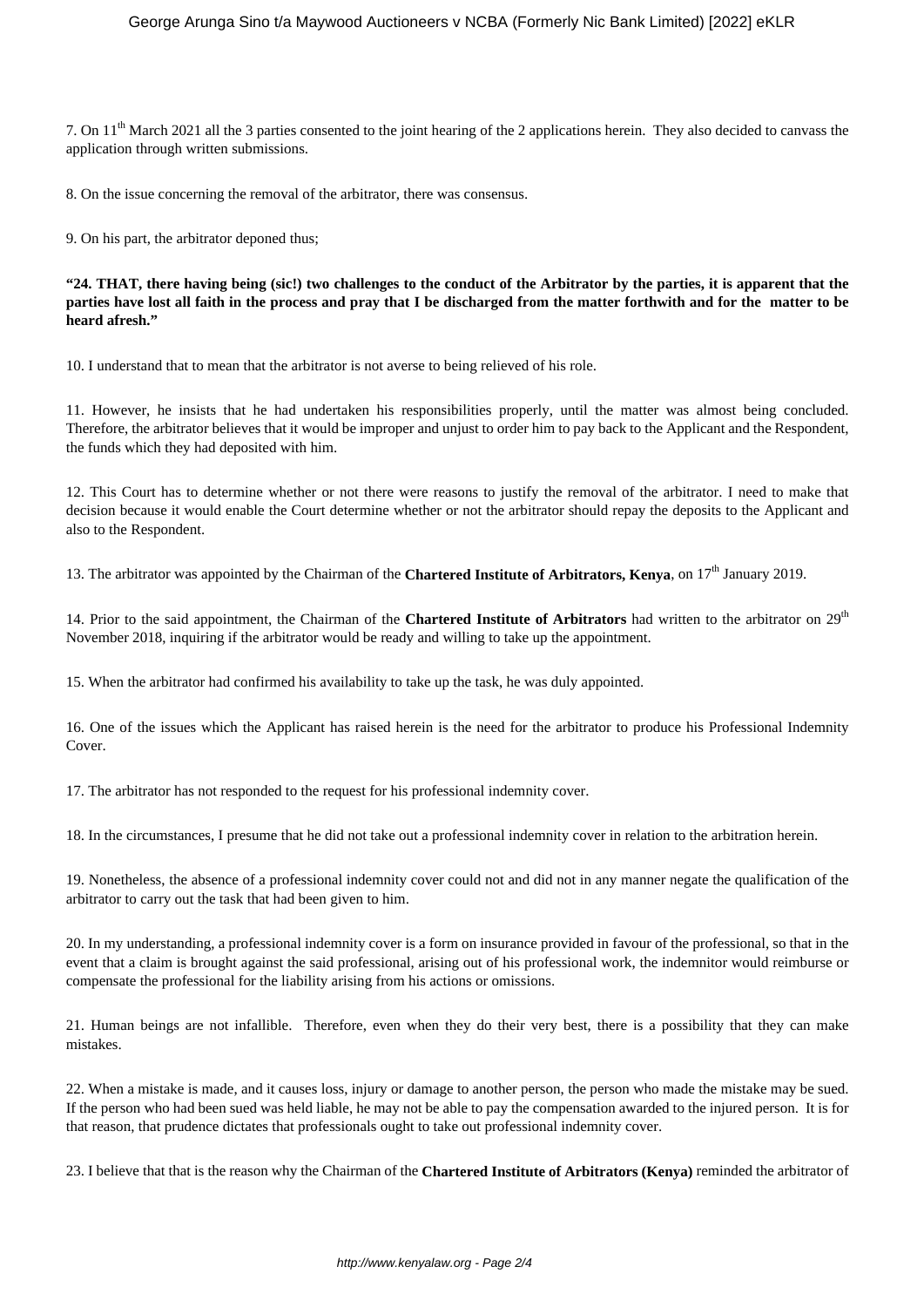7. On 11th March 2021 all the 3 parties consented to the joint hearing of the 2 applications herein. They also decided to canvass the application through written submissions.

8. On the issue concerning the removal of the arbitrator, there was consensus.

9. On his part, the arbitrator deponed thus;

**"24. THAT, there having being (sic!) two challenges to the conduct of the Arbitrator by the parties, it is apparent that the parties have lost all faith in the process and pray that I be discharged from the matter forthwith and for the matter to be heard afresh."**

10. I understand that to mean that the arbitrator is not averse to being relieved of his role.

11. However, he insists that he had undertaken his responsibilities properly, until the matter was almost being concluded. Therefore, the arbitrator believes that it would be improper and unjust to order him to pay back to the Applicant and the Respondent, the funds which they had deposited with him.

12. This Court has to determine whether or not there were reasons to justify the removal of the arbitrator. I need to make that decision because it would enable the Court determine whether or not the arbitrator should repay the deposits to the Applicant and also to the Respondent.

13. The arbitrator was appointed by the Chairman of the **Chartered Institute of Arbitrators, Kenya**, on 17th January 2019.

14. Prior to the said appointment, the Chairman of the **Chartered Institute of Arbitrators** had written to the arbitrator on 29th November 2018, inquiring if the arbitrator would be ready and willing to take up the appointment.

15. When the arbitrator had confirmed his availability to take up the task, he was duly appointed.

16. One of the issues which the Applicant has raised herein is the need for the arbitrator to produce his Professional Indemnity Cover.

17. The arbitrator has not responded to the request for his professional indemnity cover.

18. In the circumstances, I presume that he did not take out a professional indemnity cover in relation to the arbitration herein.

19. Nonetheless, the absence of a professional indemnity cover could not and did not in any manner negate the qualification of the arbitrator to carry out the task that had been given to him.

20. In my understanding, a professional indemnity cover is a form on insurance provided in favour of the professional, so that in the event that a claim is brought against the said professional, arising out of his professional work, the indemnitor would reimburse or compensate the professional for the liability arising from his actions or omissions.

21. Human beings are not infallible. Therefore, even when they do their very best, there is a possibility that they can make mistakes.

22. When a mistake is made, and it causes loss, injury or damage to another person, the person who made the mistake may be sued. If the person who had been sued was held liable, he may not be able to pay the compensation awarded to the injured person. It is for that reason, that prudence dictates that professionals ought to take out professional indemnity cover.

23. I believe that that is the reason why the Chairman of the **Chartered Institute of Arbitrators (Kenya)** reminded the arbitrator of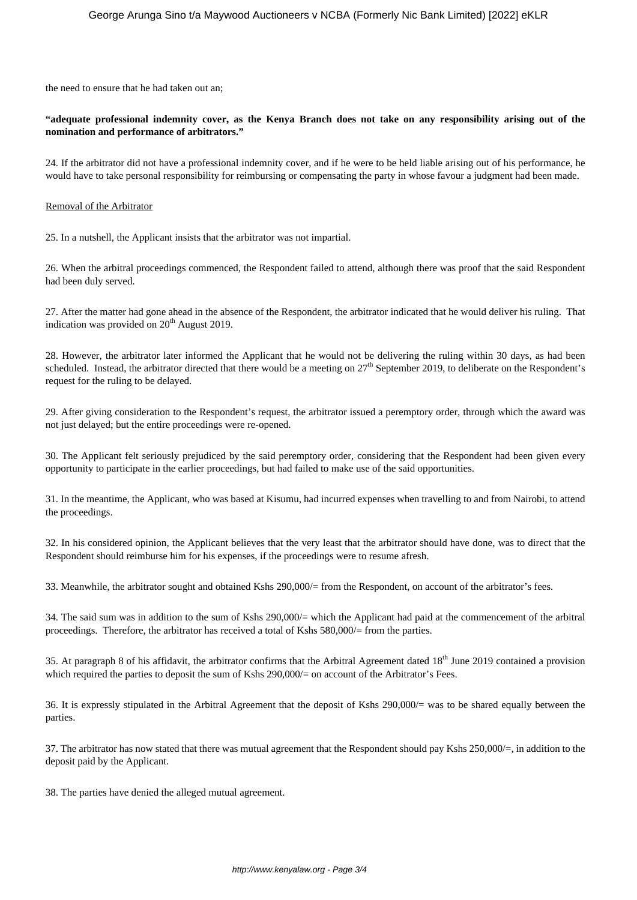the need to ensure that he had taken out an;

**"adequate professional indemnity cover, as the Kenya Branch does not take on any responsibility arising out of the nomination and performance of arbitrators."**

24. If the arbitrator did not have a professional indemnity cover, and if he were to be held liable arising out of his performance, he would have to take personal responsibility for reimbursing or compensating the party in whose favour a judgment had been made.

Removal of the Arbitrator

25. In a nutshell, the Applicant insists that the arbitrator was not impartial.

26. When the arbitral proceedings commenced, the Respondent failed to attend, although there was proof that the said Respondent had been duly served.

27. After the matter had gone ahead in the absence of the Respondent, the arbitrator indicated that he would deliver his ruling. That indication was provided on 20th August 2019.

28. However, the arbitrator later informed the Applicant that he would not be delivering the ruling within 30 days, as had been scheduled. Instead, the arbitrator directed that there would be a meeting on 27th September 2019, to deliberate on the Respondent's request for the ruling to be delayed.

29. After giving consideration to the Respondent's request, the arbitrator issued a peremptory order, through which the award was not just delayed; but the entire proceedings were re-opened.

30. The Applicant felt seriously prejudiced by the said peremptory order, considering that the Respondent had been given every opportunity to participate in the earlier proceedings, but had failed to make use of the said opportunities.

31. In the meantime, the Applicant, who was based at Kisumu, had incurred expenses when travelling to and from Nairobi, to attend the proceedings.

32. In his considered opinion, the Applicant believes that the very least that the arbitrator should have done, was to direct that the Respondent should reimburse him for his expenses, if the proceedings were to resume afresh.

33. Meanwhile, the arbitrator sought and obtained Kshs 290,000/= from the Respondent, on account of the arbitrator's fees.

34. The said sum was in addition to the sum of Kshs 290,000/= which the Applicant had paid at the commencement of the arbitral proceedings. Therefore, the arbitrator has received a total of Kshs 580,000/= from the parties.

35. At paragraph 8 of his affidavit, the arbitrator confirms that the Arbitral Agreement dated 18th June 2019 contained a provision which required the parties to deposit the sum of Kshs 290,000/= on account of the Arbitrator's Fees.

36. It is expressly stipulated in the Arbitral Agreement that the deposit of Kshs 290,000/= was to be shared equally between the parties.

37. The arbitrator has now stated that there was mutual agreement that the Respondent should pay Kshs 250,000/=, in addition to the deposit paid by the Applicant.

38. The parties have denied the alleged mutual agreement.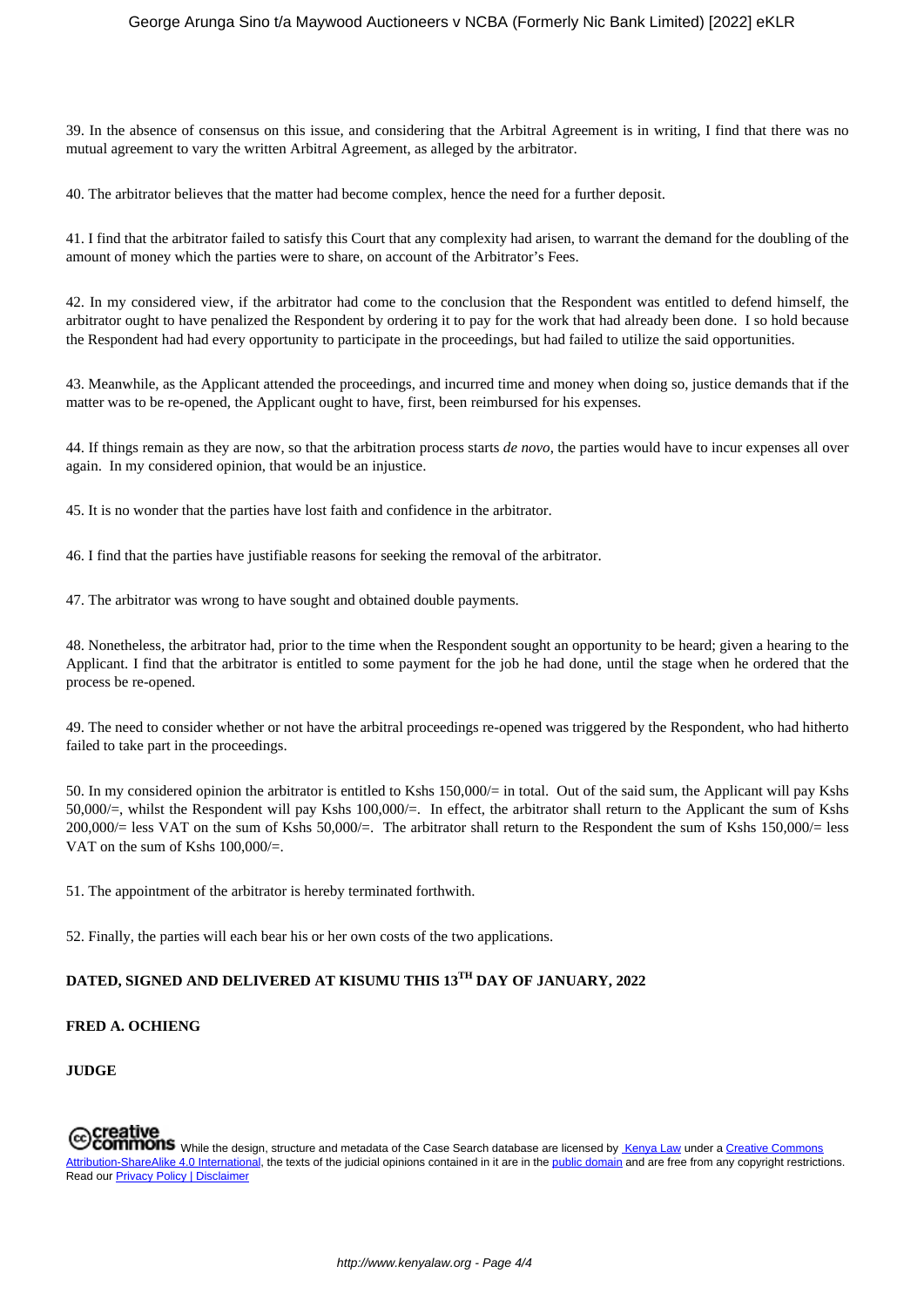39. In the absence of consensus on this issue, and considering that the Arbitral Agreement is in writing, I find that there was no mutual agreement to vary the written Arbitral Agreement, as alleged by the arbitrator.

40. The arbitrator believes that the matter had become complex, hence the need for a further deposit.

41. I find that the arbitrator failed to satisfy this Court that any complexity had arisen, to warrant the demand for the doubling of the amount of money which the parties were to share, on account of the Arbitrator's Fees.

42. In my considered view, if the arbitrator had come to the conclusion that the Respondent was entitled to defend himself, the arbitrator ought to have penalized the Respondent by ordering it to pay for the work that had already been done. I so hold because the Respondent had had every opportunity to participate in the proceedings, but had failed to utilize the said opportunities.

43. Meanwhile, as the Applicant attended the proceedings, and incurred time and money when doing so, justice demands that if the matter was to be re-opened, the Applicant ought to have, first, been reimbursed for his expenses.

44. If things remain as they are now, so that the arbitration process starts *de novo*, the parties would have to incur expenses all over again. In my considered opinion, that would be an injustice.

45. It is no wonder that the parties have lost faith and confidence in the arbitrator.

46. I find that the parties have justifiable reasons for seeking the removal of the arbitrator.

47. The arbitrator was wrong to have sought and obtained double payments.

48. Nonetheless, the arbitrator had, prior to the time when the Respondent sought an opportunity to be heard; given a hearing to the Applicant. I find that the arbitrator is entitled to some payment for the job he had done, until the stage when he ordered that the process be re-opened.

49. The need to consider whether or not have the arbitral proceedings re-opened was triggered by the Respondent, who had hitherto failed to take part in the proceedings.

50. In my considered opinion the arbitrator is entitled to Kshs 150,000/= in total. Out of the said sum, the Applicant will pay Kshs 50,000/=, whilst the Respondent will pay Kshs 100,000/=. In effect, the arbitrator shall return to the Applicant the sum of Kshs 200,000/= less VAT on the sum of Kshs 50,000/=. The arbitrator shall return to the Respondent the sum of Kshs 150,000/= less VAT on the sum of Kshs 100,000/=.

51. The appointment of the arbitrator is hereby terminated forthwith.

52. Finally, the parties will each bear his or her own costs of the two applications.

**DATED, SIGNED AND DELIVERED AT KISUMU THIS 13TH DAY OF JANUARY, 2022**

**FRED A. OCHIENG**

**JUDGE**

While the design, structure and metadata of the Case Search database are licensed by Kenya Law under a Creative Commons Attribution-ShareAlike 4.0 International, the texts of the judicial opinions contained in it are in the public domain and are free from any copyright restrictions. Read our Privacy Policy | Disclaimer